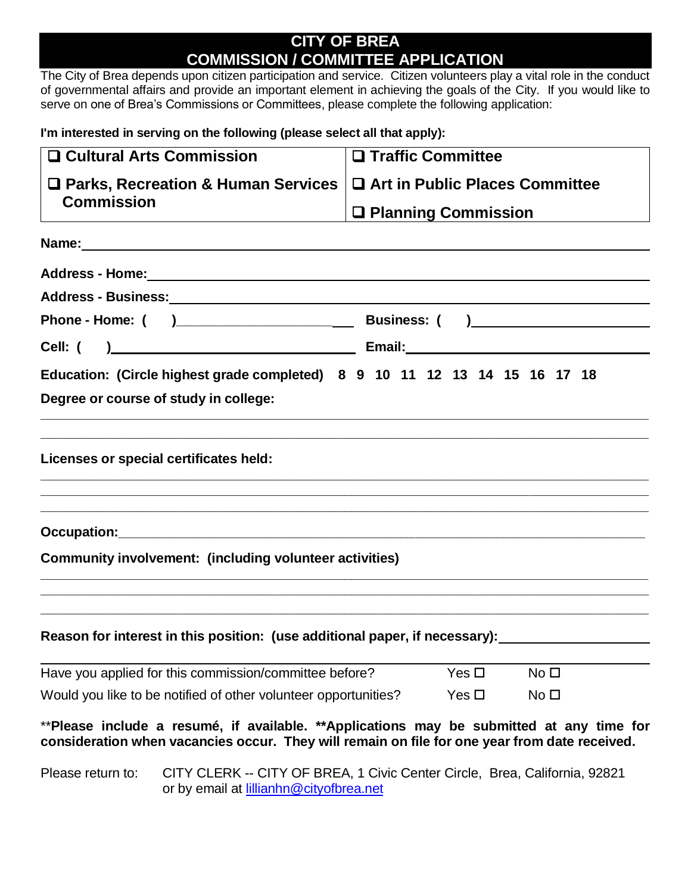# CITY OF BREA
## COMMISSION / COMMITTEE APPLICATION

The City of Brea depends upon citizen participation and service. Citizen volunteers play a vital role in the conduct of governmental affairs and provide an important element in achieving the goals of the City. If you would like to serve on one of Brea's Commissions or Committees, please complete the following application:

**I'm interested in serving on the following (please select all that apply):**

| | |
|---|---|
| ❑ **Cultural Arts Commission** | ❑ **Traffic Committee** |
| ❑ **Parks, Recreation & Human Services Commission** | ❑ **Art in Public Places Committee** |
| | ❑ **Planning Commission** |

**Name:** ______________________________________________

**Address - Home:** ______________________________________________

**Address - Business:** ______________________________________________

**Phone - Home: (    )** ______________________ **Business: (    )** ______________________

**Cell: (    )** ______________________ **Email:** ______________________

**Education: (Circle highest grade completed) 8 9 10 11 12 13 14 15 16 17 18**

**Degree or course of study in college:**

______________________________________________

______________________________________________

**Licenses or special certificates held:**

______________________________________________

______________________________________________

______________________________________________

**Occupation:** ______________________________________________

**Community involvement: (including volunteer activities)**

______________________________________________

______________________________________________

______________________________________________

**Reason for interest in this position: (use additional paper, if necessary):** ______________________

______________________________________________

Have you applied for this commission/committee before? Yes ☐ No ☐

Would you like to be notified of other volunteer opportunities? Yes ☐ No ☐

\*\***Please include a resumé, if available. \*\*Applications may be submitted at any time for consideration when vacancies occur. They will remain on file for one year from date received.**

Please return to: CITY CLERK -- CITY OF BREA, 1 Civic Center Circle, Brea, California, 92821 or by email at lillianhn@cityofbrea.net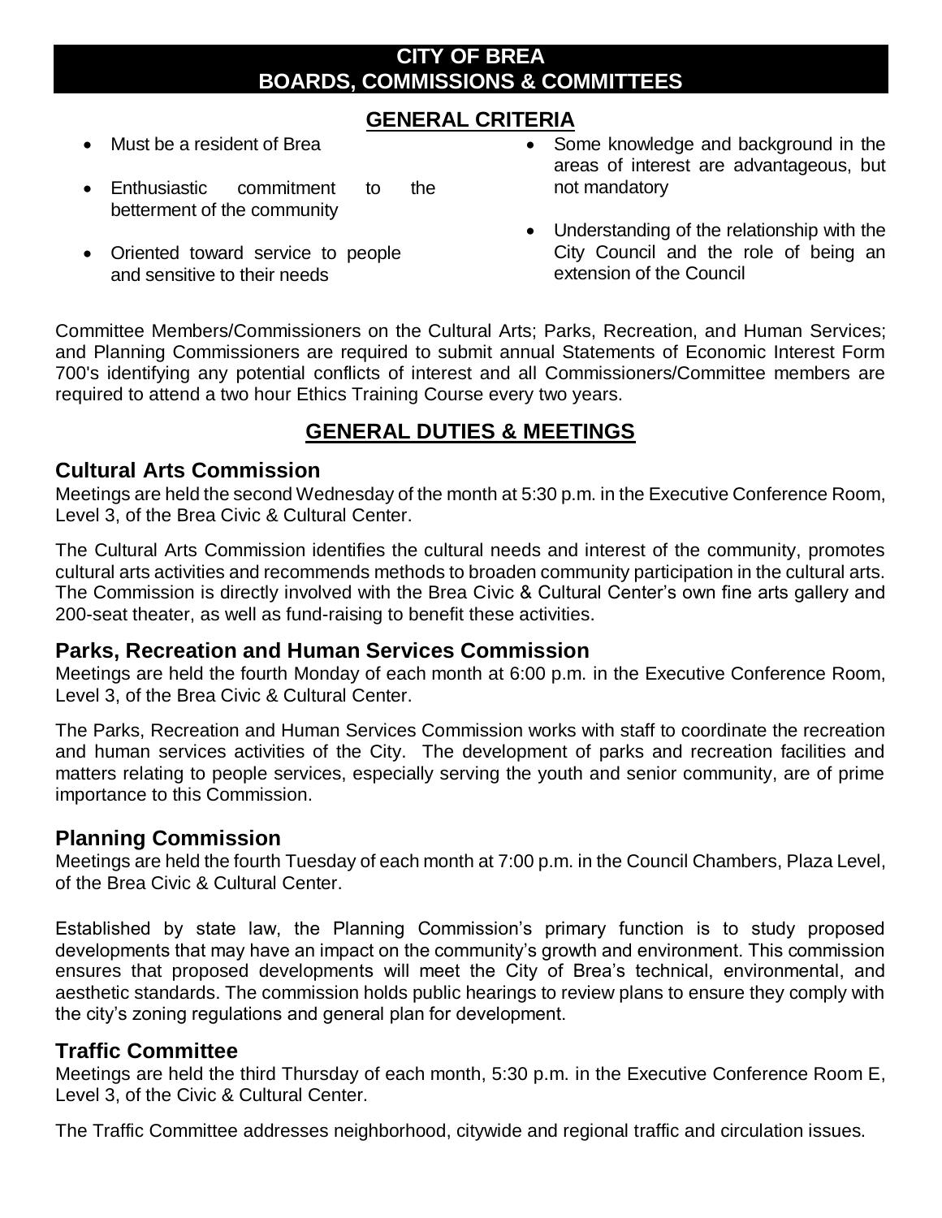# CITY OF BREA
# BOARDS, COMMISSIONS & COMMITTEES

## GENERAL CRITERIA

- Must be a resident of Brea
- Enthusiastic commitment to the betterment of the community
- Oriented toward service to people and sensitive to their needs
- Some knowledge and background in the areas of interest are advantageous, but not mandatory
- Understanding of the relationship with the City Council and the role of being an extension of the Council

Committee Members/Commissioners on the Cultural Arts; Parks, Recreation, and Human Services; and Planning Commissioners are required to submit annual Statements of Economic Interest Form 700's identifying any potential conflicts of interest and all Commissioners/Committee members are required to attend a two hour Ethics Training Course every two years.

## GENERAL DUTIES & MEETINGS

### Cultural Arts Commission

Meetings are held the second Wednesday of the month at 5:30 p.m. in the Executive Conference Room, Level 3, of the Brea Civic & Cultural Center.

The Cultural Arts Commission identifies the cultural needs and interest of the community, promotes cultural arts activities and recommends methods to broaden community participation in the cultural arts. The Commission is directly involved with the Brea Civic & Cultural Center's own fine arts gallery and 200-seat theater, as well as fund-raising to benefit these activities.

### Parks, Recreation and Human Services Commission

Meetings are held the fourth Monday of each month at 6:00 p.m. in the Executive Conference Room, Level 3, of the Brea Civic & Cultural Center.

The Parks, Recreation and Human Services Commission works with staff to coordinate the recreation and human services activities of the City. The development of parks and recreation facilities and matters relating to people services, especially serving the youth and senior community, are of prime importance to this Commission.

### Planning Commission

Meetings are held the fourth Tuesday of each month at 7:00 p.m. in the Council Chambers, Plaza Level, of the Brea Civic & Cultural Center.

Established by state law, the Planning Commission's primary function is to study proposed developments that may have an impact on the community's growth and environment. This commission ensures that proposed developments will meet the City of Brea's technical, environmental, and aesthetic standards. The commission holds public hearings to review plans to ensure they comply with the city's zoning regulations and general plan for development.

### Traffic Committee

Meetings are held the third Thursday of each month, 5:30 p.m. in the Executive Conference Room E, Level 3, of the Civic & Cultural Center.

The Traffic Committee addresses neighborhood, citywide and regional traffic and circulation issues.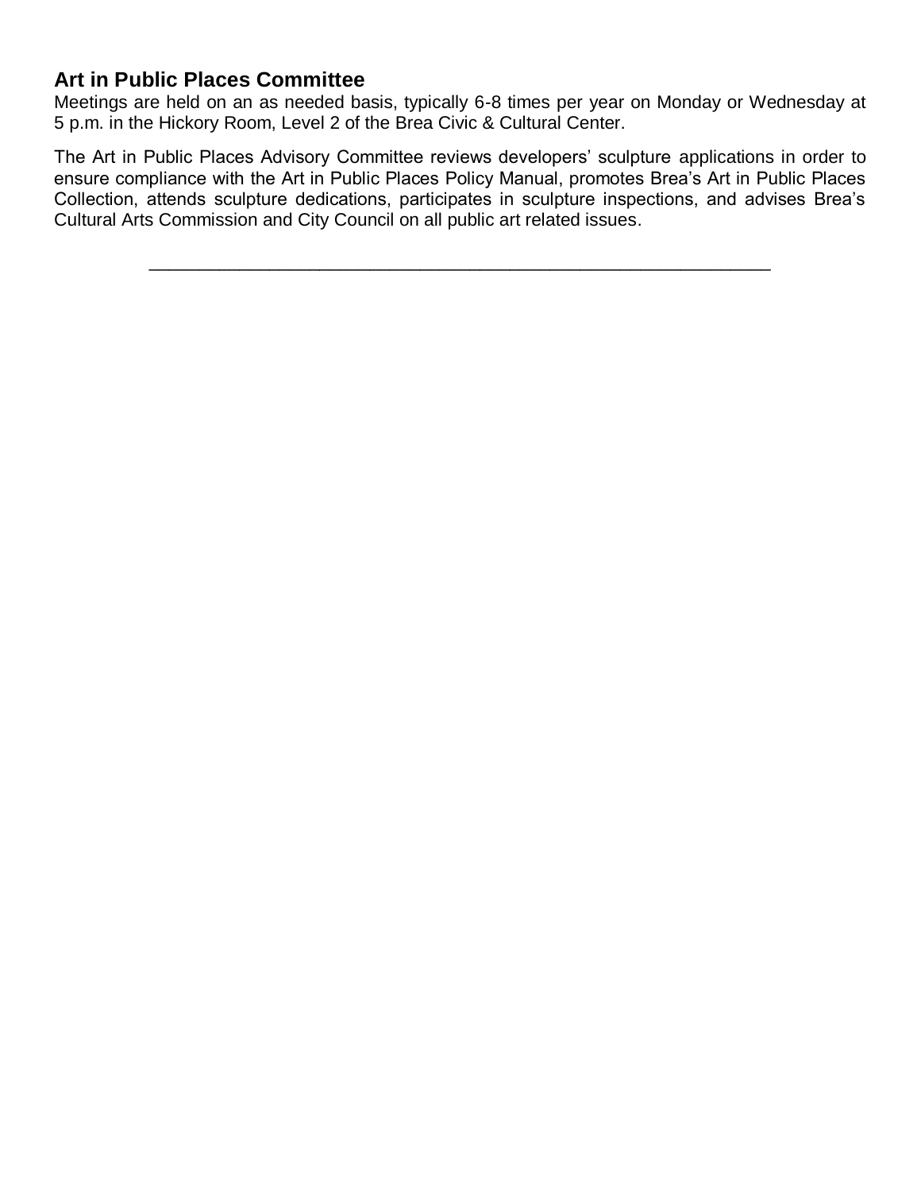## Art in Public Places Committee

Meetings are held on an as needed basis, typically 6-8 times per year on Monday or Wednesday at 5 p.m. in the Hickory Room, Level 2 of the Brea Civic & Cultural Center.

The Art in Public Places Advisory Committee reviews developers' sculpture applications in order to ensure compliance with the Art in Public Places Policy Manual, promotes Brea's Art in Public Places Collection, attends sculpture dedications, participates in sculpture inspections, and advises Brea's Cultural Arts Commission and City Council on all public art related issues.

---